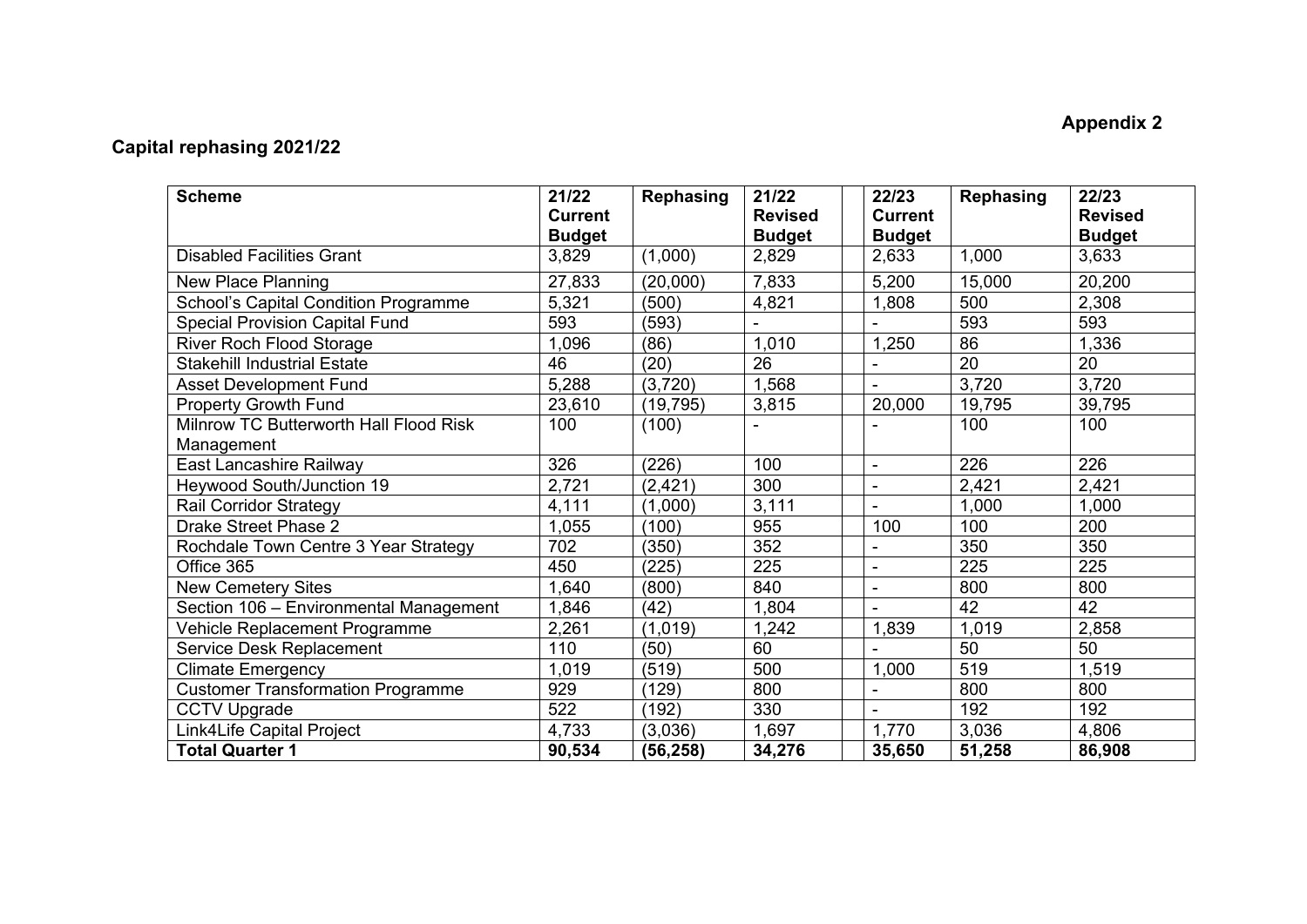**Appendix 2**

**Capital rephasing 2021/22**

| Scheme | 21/22 Current Budget | Rephasing | 21/22 Revised Budget | | 22/23 Current Budget | Rephasing | 22/23 Revised Budget |
|---|---|---|---|---|---|---|---|
| Disabled Facilities Grant | 3,829 | (1,000) | 2,829 | | 2,633 | 1,000 | 3,633 |
| New Place Planning | 27,833 | (20,000) | 7,833 | | 5,200 | 15,000 | 20,200 |
| School's Capital Condition Programme | 5,321 | (500) | 4,821 | | 1,808 | 500 | 2,308 |
| Special Provision Capital Fund | 593 | (593) | - | | - | 593 | 593 |
| River Roch Flood Storage | 1,096 | (86) | 1,010 | | 1,250 | 86 | 1,336 |
| Stakehill Industrial Estate | 46 | (20) | 26 | | - | 20 | 20 |
| Asset Development Fund | 5,288 | (3,720) | 1,568 | | - | 3,720 | 3,720 |
| Property Growth Fund | 23,610 | (19,795) | 3,815 | | 20,000 | 19,795 | 39,795 |
| Milnrow TC Butterworth Hall Flood Risk Management | 100 | (100) | - | | - | 100 | 100 |
| East Lancashire Railway | 326 | (226) | 100 | | - | 226 | 226 |
| Heywood South/Junction 19 | 2,721 | (2,421) | 300 | | - | 2,421 | 2,421 |
| Rail Corridor Strategy | 4,111 | (1,000) | 3,111 | | - | 1,000 | 1,000 |
| Drake Street Phase 2 | 1,055 | (100) | 955 | | 100 | 100 | 200 |
| Rochdale Town Centre 3 Year Strategy | 702 | (350) | 352 | | - | 350 | 350 |
| Office 365 | 450 | (225) | 225 | | - | 225 | 225 |
| New Cemetery Sites | 1,640 | (800) | 840 | | - | 800 | 800 |
| Section 106 – Environmental Management | 1,846 | (42) | 1,804 | | - | 42 | 42 |
| Vehicle Replacement Programme | 2,261 | (1,019) | 1,242 | | 1,839 | 1,019 | 2,858 |
| Service Desk Replacement | 110 | (50) | 60 | | - | 50 | 50 |
| Climate Emergency | 1,019 | (519) | 500 | | 1,000 | 519 | 1,519 |
| Customer Transformation Programme | 929 | (129) | 800 | | - | 800 | 800 |
| CCTV Upgrade | 522 | (192) | 330 | | - | 192 | 192 |
| Link4Life Capital Project | 4,733 | (3,036) | 1,697 | | 1,770 | 3,036 | 4,806 |
| **Total Quarter 1** | **90,534** | **(56,258)** | **34,276** | | **35,650** | **51,258** | **86,908** |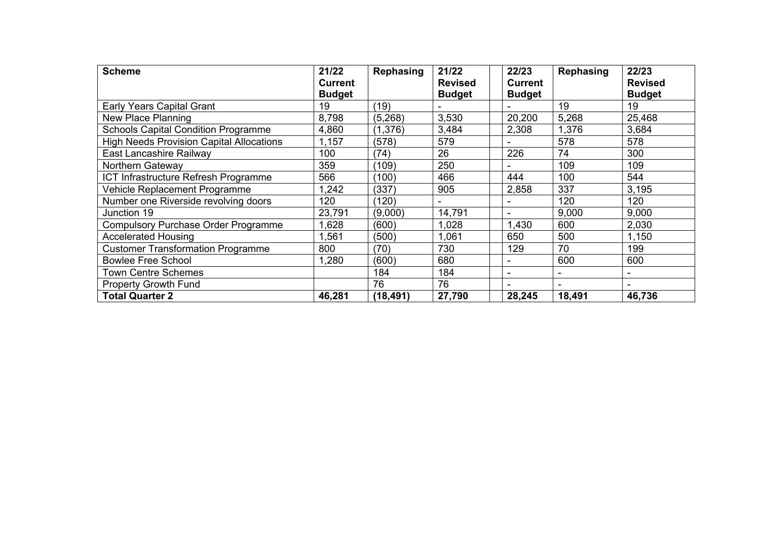| Scheme | 21/22 Current Budget | Rephasing | 21/22 Revised Budget | | 22/23 Current Budget | Rephasing | 22/23 Revised Budget |
|---|---|---|---|---|---|---|---|
| Early Years Capital Grant | 19 | (19) | - | | - | 19 | 19 |
| New Place Planning | 8,798 | (5,268) | 3,530 | | 20,200 | 5,268 | 25,468 |
| Schools Capital Condition Programme | 4,860 | (1,376) | 3,484 | | 2,308 | 1,376 | 3,684 |
| High Needs Provision Capital Allocations | 1,157 | (578) | 579 | | - | 578 | 578 |
| East Lancashire Railway | 100 | (74) | 26 | | 226 | 74 | 300 |
| Northern Gateway | 359 | (109) | 250 | | - | 109 | 109 |
| ICT Infrastructure Refresh Programme | 566 | (100) | 466 | | 444 | 100 | 544 |
| Vehicle Replacement Programme | 1,242 | (337) | 905 | | 2,858 | 337 | 3,195 |
| Number one Riverside revolving doors | 120 | (120) | - | | - | 120 | 120 |
| Junction 19 | 23,791 | (9,000) | 14,791 | | - | 9,000 | 9,000 |
| Compulsory Purchase Order Programme | 1,628 | (600) | 1,028 | | 1,430 | 600 | 2,030 |
| Accelerated Housing | 1,561 | (500) | 1,061 | | 650 | 500 | 1,150 |
| Customer Transformation Programme | 800 | (70) | 730 | | 129 | 70 | 199 |
| Bowlee Free School | 1,280 | (600) | 680 | | - | 600 | 600 |
| Town Centre Schemes | | 184 | 184 | | - | - | - |
| Property Growth Fund | | 76 | 76 | | - | - | - |
| **Total Quarter 2** | **46,281** | **(18,491)** | **27,790** | | **28,245** | **18,491** | **46,736** |